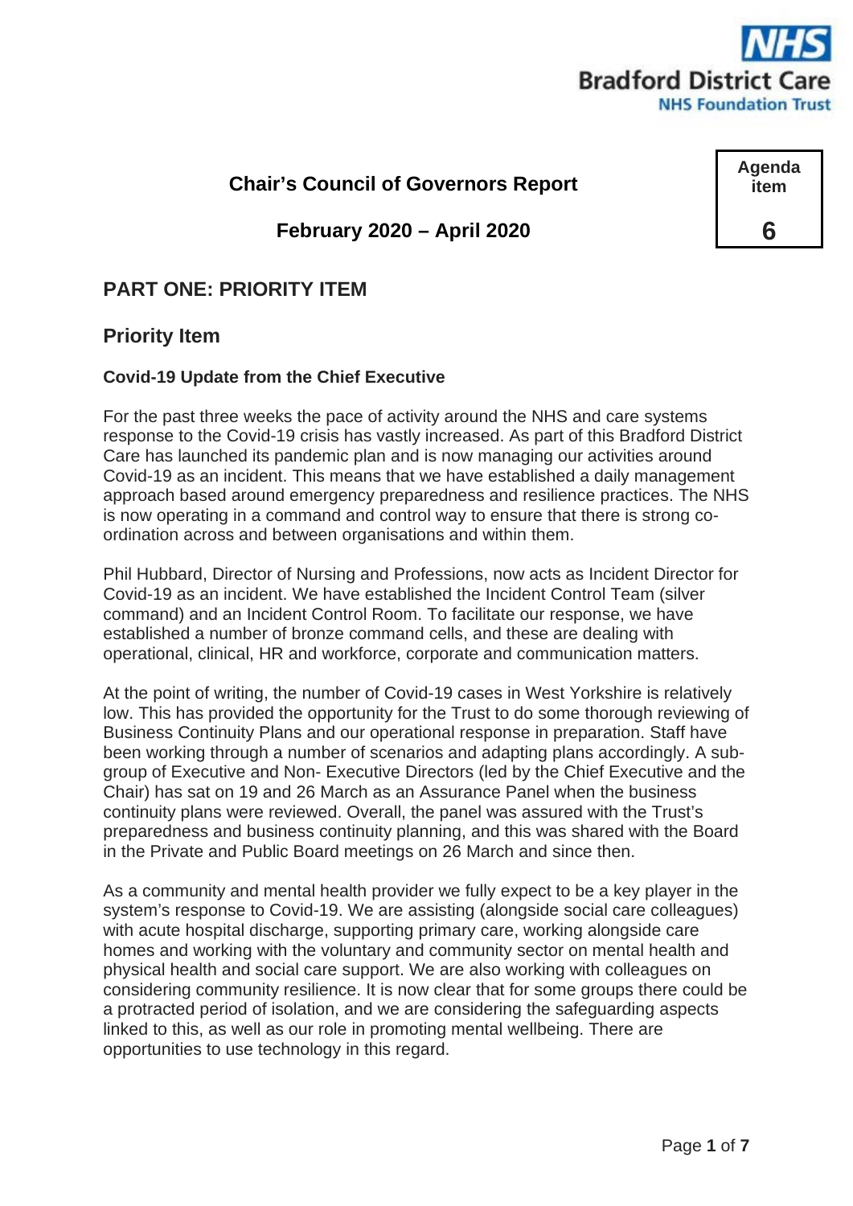NHS Bradford District Care NHS Foundation Trust

# Chair's Council of Governors Report

## February 2020 – April 2020

| Agenda item |
|---|
| 6 |

## PART ONE: PRIORITY ITEM

## Priority Item

### Covid-19 Update from the Chief Executive

For the past three weeks the pace of activity around the NHS and care systems response to the Covid-19 crisis has vastly increased. As part of this Bradford District Care has launched its pandemic plan and is now managing our activities around Covid-19 as an incident. This means that we have established a daily management approach based around emergency preparedness and resilience practices. The NHS is now operating in a command and control way to ensure that there is strong co-ordination across and between organisations and within them.

Phil Hubbard, Director of Nursing and Professions, now acts as Incident Director for Covid-19 as an incident. We have established the Incident Control Team (silver command) and an Incident Control Room. To facilitate our response, we have established a number of bronze command cells, and these are dealing with operational, clinical, HR and workforce, corporate and communication matters.

At the point of writing, the number of Covid-19 cases in West Yorkshire is relatively low. This has provided the opportunity for the Trust to do some thorough reviewing of Business Continuity Plans and our operational response in preparation. Staff have been working through a number of scenarios and adapting plans accordingly. A sub-group of Executive and Non- Executive Directors (led by the Chief Executive and the Chair) has sat on 19 and 26 March as an Assurance Panel when the business continuity plans were reviewed. Overall, the panel was assured with the Trust's preparedness and business continuity planning, and this was shared with the Board in the Private and Public Board meetings on 26 March and since then.

As a community and mental health provider we fully expect to be a key player in the system's response to Covid-19. We are assisting (alongside social care colleagues) with acute hospital discharge, supporting primary care, working alongside care homes and working with the voluntary and community sector on mental health and physical health and social care support. We are also working with colleagues on considering community resilience. It is now clear that for some groups there could be a protracted period of isolation, and we are considering the safeguarding aspects linked to this, as well as our role in promoting mental wellbeing. There are opportunities to use technology in this regard.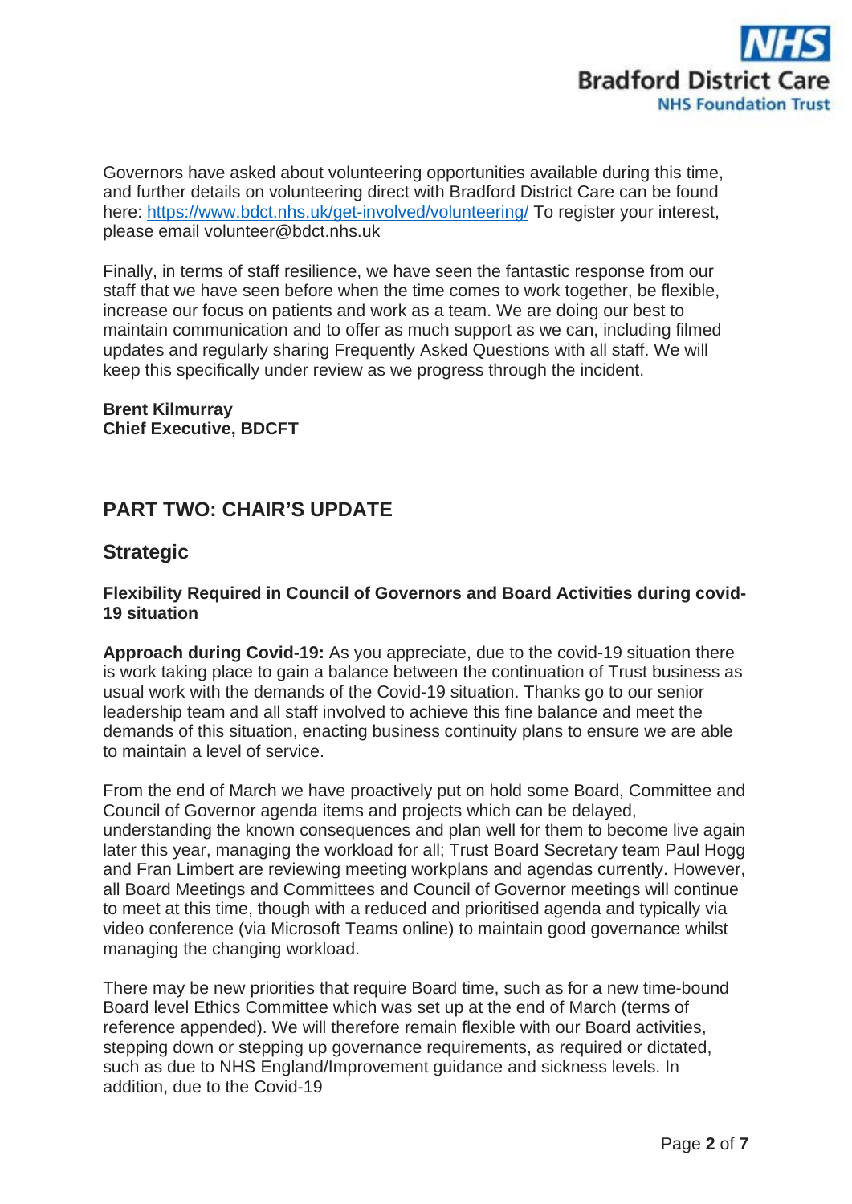Governors have asked about volunteering opportunities available during this time, and further details on volunteering direct with Bradford District Care can be found here: https://www.bdct.nhs.uk/get-involved/volunteering/ To register your interest, please email volunteer@bdct.nhs.uk

Finally, in terms of staff resilience, we have seen the fantastic response from our staff that we have seen before when the time comes to work together, be flexible, increase our focus on patients and work as a team. We are doing our best to maintain communication and to offer as much support as we can, including filmed updates and regularly sharing Frequently Asked Questions with all staff. We will keep this specifically under review as we progress through the incident.

**Brent Kilmurray**
**Chief Executive, BDCFT**

## PART TWO: CHAIR'S UPDATE

### Strategic

**Flexibility Required in Council of Governors and Board Activities during covid-19 situation**

**Approach during Covid-19:** As you appreciate, due to the covid-19 situation there is work taking place to gain a balance between the continuation of Trust business as usual work with the demands of the Covid-19 situation. Thanks go to our senior leadership team and all staff involved to achieve this fine balance and meet the demands of this situation, enacting business continuity plans to ensure we are able to maintain a level of service.

From the end of March we have proactively put on hold some Board, Committee and Council of Governor agenda items and projects which can be delayed, understanding the known consequences and plan well for them to become live again later this year, managing the workload for all; Trust Board Secretary team Paul Hogg and Fran Limbert are reviewing meeting workplans and agendas currently. However, all Board Meetings and Committees and Council of Governor meetings will continue to meet at this time, though with a reduced and prioritised agenda and typically via video conference (via Microsoft Teams online) to maintain good governance whilst managing the changing workload.

There may be new priorities that require Board time, such as for a new time-bound Board level Ethics Committee which was set up at the end of March (terms of reference appended). We will therefore remain flexible with our Board activities, stepping down or stepping up governance requirements, as required or dictated, such as due to NHS England/Improvement guidance and sickness levels. In addition, due to the Covid-19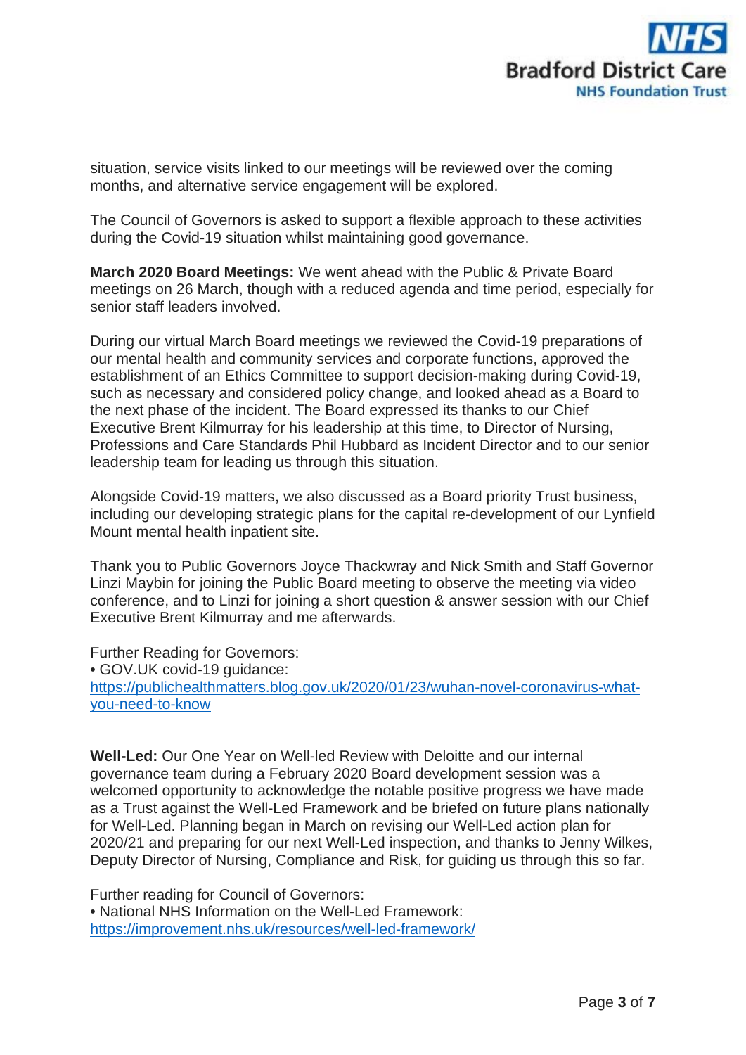situation, service visits linked to our meetings will be reviewed over the coming months, and alternative service engagement will be explored.

The Council of Governors is asked to support a flexible approach to these activities during the Covid-19 situation whilst maintaining good governance.

**March 2020 Board Meetings:** We went ahead with the Public & Private Board meetings on 26 March, though with a reduced agenda and time period, especially for senior staff leaders involved.

During our virtual March Board meetings we reviewed the Covid-19 preparations of our mental health and community services and corporate functions, approved the establishment of an Ethics Committee to support decision-making during Covid-19, such as necessary and considered policy change, and looked ahead as a Board to the next phase of the incident. The Board expressed its thanks to our Chief Executive Brent Kilmurray for his leadership at this time, to Director of Nursing, Professions and Care Standards Phil Hubbard as Incident Director and to our senior leadership team for leading us through this situation.

Alongside Covid-19 matters, we also discussed as a Board priority Trust business, including our developing strategic plans for the capital re-development of our Lynfield Mount mental health inpatient site.

Thank you to Public Governors Joyce Thackwray and Nick Smith and Staff Governor Linzi Maybin for joining the Public Board meeting to observe the meeting via video conference, and to Linzi for joining a short question & answer session with our Chief Executive Brent Kilmurray and me afterwards.

Further Reading for Governors:
• GOV.UK covid-19 guidance:
[https://publichealthmatters.blog.gov.uk/2020/01/23/wuhan-novel-coronavirus-what-you-need-to-know](https://publichealthmatters.blog.gov.uk/2020/01/23/wuhan-novel-coronavirus-what-you-need-to-know)

**Well-Led:** Our One Year on Well-led Review with Deloitte and our internal governance team during a February 2020 Board development session was a welcomed opportunity to acknowledge the notable positive progress we have made as a Trust against the Well-Led Framework and be briefed on future plans nationally for Well-Led. Planning began in March on revising our Well-Led action plan for 2020/21 and preparing for our next Well-Led inspection, and thanks to Jenny Wilkes, Deputy Director of Nursing, Compliance and Risk, for guiding us through this so far.

Further reading for Council of Governors:
• National NHS Information on the Well-Led Framework:
[https://improvement.nhs.uk/resources/well-led-framework/](https://improvement.nhs.uk/resources/well-led-framework/)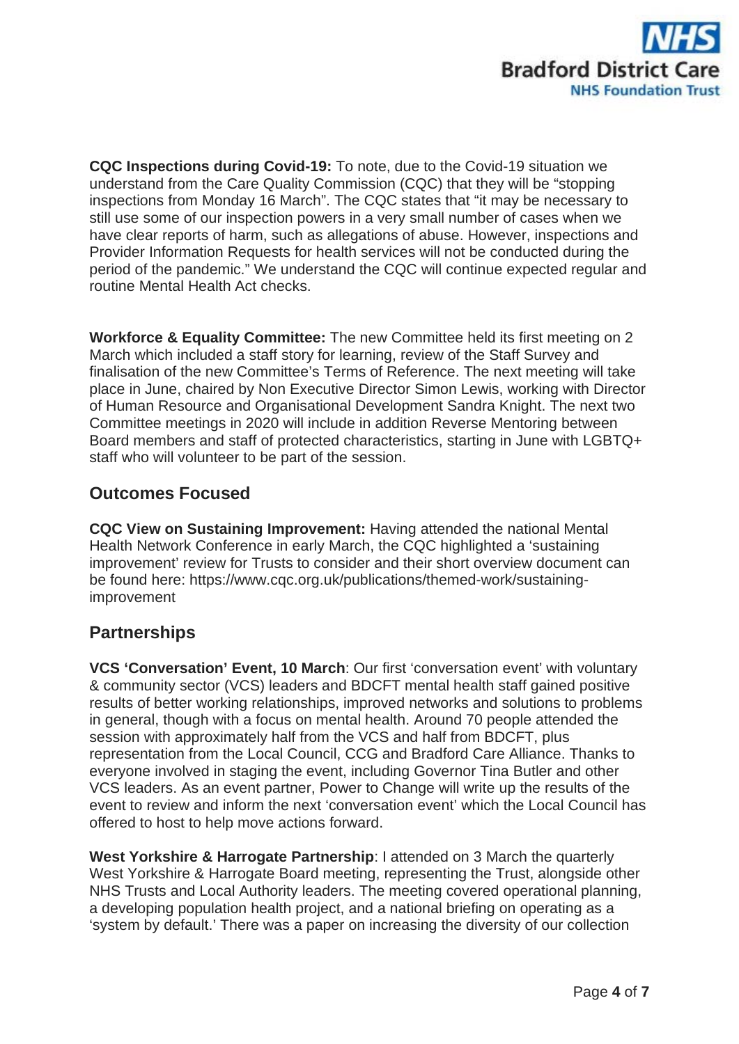**CQC Inspections during Covid-19:** To note, due to the Covid-19 situation we understand from the Care Quality Commission (CQC) that they will be "stopping inspections from Monday 16 March". The CQC states that "it may be necessary to still use some of our inspection powers in a very small number of cases when we have clear reports of harm, such as allegations of abuse. However, inspections and Provider Information Requests for health services will not be conducted during the period of the pandemic." We understand the CQC will continue expected regular and routine Mental Health Act checks.

**Workforce & Equality Committee:** The new Committee held its first meeting on 2 March which included a staff story for learning, review of the Staff Survey and finalisation of the new Committee's Terms of Reference. The next meeting will take place in June, chaired by Non Executive Director Simon Lewis, working with Director of Human Resource and Organisational Development Sandra Knight. The next two Committee meetings in 2020 will include in addition Reverse Mentoring between Board members and staff of protected characteristics, starting in June with LGBTQ+ staff who will volunteer to be part of the session.

## Outcomes Focused

**CQC View on Sustaining Improvement:** Having attended the national Mental Health Network Conference in early March, the CQC highlighted a 'sustaining improvement' review for Trusts to consider and their short overview document can be found here: https://www.cqc.org.uk/publications/themed-work/sustaining-improvement

## Partnerships

**VCS 'Conversation' Event, 10 March**: Our first 'conversation event' with voluntary & community sector (VCS) leaders and BDCFT mental health staff gained positive results of better working relationships, improved networks and solutions to problems in general, though with a focus on mental health. Around 70 people attended the session with approximately half from the VCS and half from BDCFT, plus representation from the Local Council, CCG and Bradford Care Alliance. Thanks to everyone involved in staging the event, including Governor Tina Butler and other VCS leaders. As an event partner, Power to Change will write up the results of the event to review and inform the next 'conversation event' which the Local Council has offered to host to help move actions forward.

**West Yorkshire & Harrogate Partnership**: I attended on 3 March the quarterly West Yorkshire & Harrogate Board meeting, representing the Trust, alongside other NHS Trusts and Local Authority leaders. The meeting covered operational planning, a developing population health project, and a national briefing on operating as a 'system by default.' There was a paper on increasing the diversity of our collection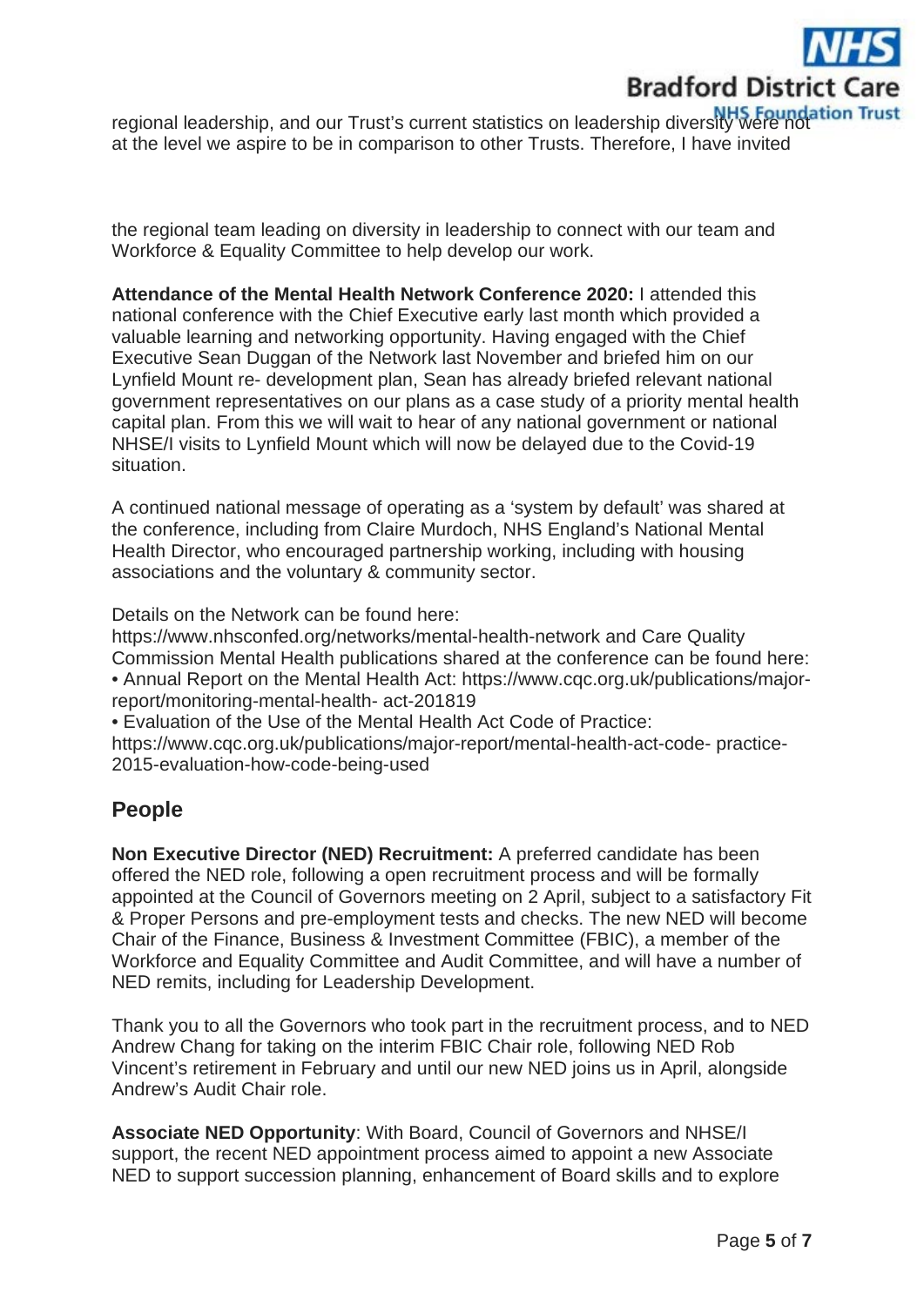regional leadership, and our Trust's current statistics on leadership diversity were not at the level we aspire to be in comparison to other Trusts. Therefore, I have invited

the regional team leading on diversity in leadership to connect with our team and Workforce & Equality Committee to help develop our work.

**Attendance of the Mental Health Network Conference 2020:** I attended this national conference with the Chief Executive early last month which provided a valuable learning and networking opportunity. Having engaged with the Chief Executive Sean Duggan of the Network last November and briefed him on our Lynfield Mount re- development plan, Sean has already briefed relevant national government representatives on our plans as a case study of a priority mental health capital plan. From this we will wait to hear of any national government or national NHSE/I visits to Lynfield Mount which will now be delayed due to the Covid-19 situation.

A continued national message of operating as a 'system by default' was shared at the conference, including from Claire Murdoch, NHS England's National Mental Health Director, who encouraged partnership working, including with housing associations and the voluntary & community sector.

Details on the Network can be found here: https://www.nhsconfed.org/networks/mental-health-network and Care Quality Commission Mental Health publications shared at the conference can be found here:

- Annual Report on the Mental Health Act: https://www.cqc.org.uk/publications/major-report/monitoring-mental-health- act-201819
- Evaluation of the Use of the Mental Health Act Code of Practice: https://www.cqc.org.uk/publications/major-report/mental-health-act-code- practice-2015-evaluation-how-code-being-used

## People

**Non Executive Director (NED) Recruitment:** A preferred candidate has been offered the NED role, following a open recruitment process and will be formally appointed at the Council of Governors meeting on 2 April, subject to a satisfactory Fit & Proper Persons and pre-employment tests and checks. The new NED will become Chair of the Finance, Business & Investment Committee (FBIC), a member of the Workforce and Equality Committee and Audit Committee, and will have a number of NED remits, including for Leadership Development.

Thank you to all the Governors who took part in the recruitment process, and to NED Andrew Chang for taking on the interim FBIC Chair role, following NED Rob Vincent's retirement in February and until our new NED joins us in April, alongside Andrew's Audit Chair role.

**Associate NED Opportunity**: With Board, Council of Governors and NHSE/I support, the recent NED appointment process aimed to appoint a new Associate NED to support succession planning, enhancement of Board skills and to explore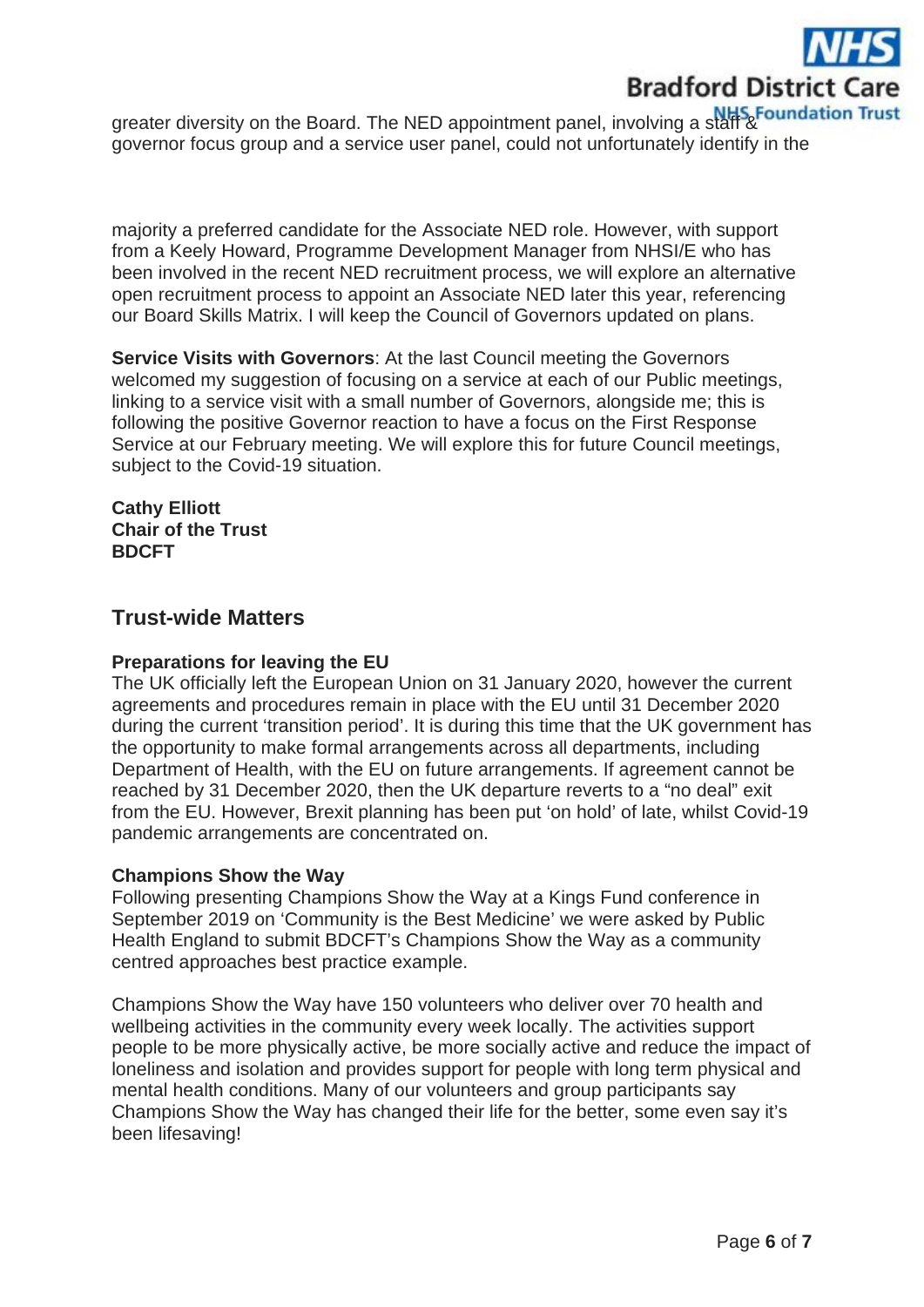greater diversity on the Board. The NED appointment panel, involving a staff & governor focus group and a service user panel, could not unfortunately identify in the

majority a preferred candidate for the Associate NED role. However, with support from a Keely Howard, Programme Development Manager from NHSI/E who has been involved in the recent NED recruitment process, we will explore an alternative open recruitment process to appoint an Associate NED later this year, referencing our Board Skills Matrix. I will keep the Council of Governors updated on plans.

**Service Visits with Governors**: At the last Council meeting the Governors welcomed my suggestion of focusing on a service at each of our Public meetings, linking to a service visit with a small number of Governors, alongside me; this is following the positive Governor reaction to have a focus on the First Response Service at our February meeting. We will explore this for future Council meetings, subject to the Covid-19 situation.

**Cathy Elliott**
**Chair of the Trust**
**BDCFT**

## Trust-wide Matters

**Preparations for leaving the EU**
The UK officially left the European Union on 31 January 2020, however the current agreements and procedures remain in place with the EU until 31 December 2020 during the current 'transition period'. It is during this time that the UK government has the opportunity to make formal arrangements across all departments, including Department of Health, with the EU on future arrangements. If agreement cannot be reached by 31 December 2020, then the UK departure reverts to a "no deal" exit from the EU. However, Brexit planning has been put 'on hold' of late, whilst Covid-19 pandemic arrangements are concentrated on.

**Champions Show the Way**
Following presenting Champions Show the Way at a Kings Fund conference in September 2019 on 'Community is the Best Medicine' we were asked by Public Health England to submit BDCFT's Champions Show the Way as a community centred approaches best practice example.

Champions Show the Way have 150 volunteers who deliver over 70 health and wellbeing activities in the community every week locally. The activities support people to be more physically active, be more socially active and reduce the impact of loneliness and isolation and provides support for people with long term physical and mental health conditions. Many of our volunteers and group participants say Champions Show the Way has changed their life for the better, some even say it's been lifesaving!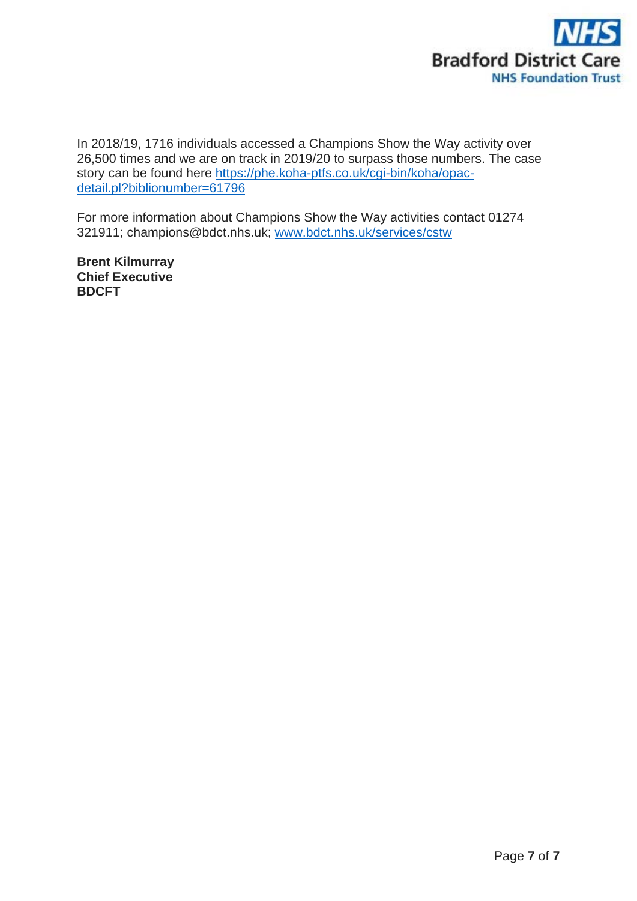In 2018/19, 1716 individuals accessed a Champions Show the Way activity over 26,500 times and we are on track in 2019/20 to surpass those numbers. The case story can be found here https://phe.koha-ptfs.co.uk/cgi-bin/koha/opac-detail.pl?biblionumber=61796

For more information about Champions Show the Way activities contact 01274 321911; champions@bdct.nhs.uk; www.bdct.nhs.uk/services/cstw

**Brent Kilmurray**
**Chief Executive**
**BDCFT**